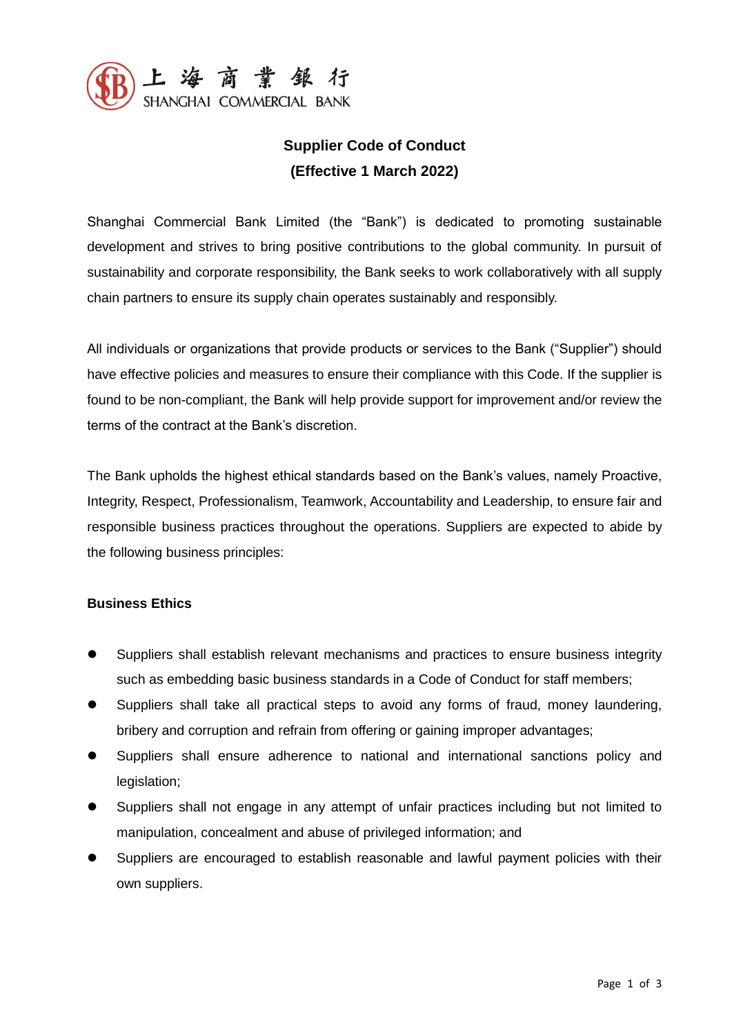上海商業銀行
SHANGHAI COMMERCIAL BANK

# Supplier Code of Conduct
## (Effective 1 March 2022)

Shanghai Commercial Bank Limited (the "Bank") is dedicated to promoting sustainable development and strives to bring positive contributions to the global community. In pursuit of sustainability and corporate responsibility, the Bank seeks to work collaboratively with all supply chain partners to ensure its supply chain operates sustainably and responsibly.

All individuals or organizations that provide products or services to the Bank ("Supplier") should have effective policies and measures to ensure their compliance with this Code. If the supplier is found to be non-compliant, the Bank will help provide support for improvement and/or review the terms of the contract at the Bank's discretion.

The Bank upholds the highest ethical standards based on the Bank's values, namely Proactive, Integrity, Respect, Professionalism, Teamwork, Accountability and Leadership, to ensure fair and responsible business practices throughout the operations. Suppliers are expected to abide by the following business principles:

### Business Ethics

- Suppliers shall establish relevant mechanisms and practices to ensure business integrity such as embedding basic business standards in a Code of Conduct for staff members;
- Suppliers shall take all practical steps to avoid any forms of fraud, money laundering, bribery and corruption and refrain from offering or gaining improper advantages;
- Suppliers shall ensure adherence to national and international sanctions policy and legislation;
- Suppliers shall not engage in any attempt of unfair practices including but not limited to manipulation, concealment and abuse of privileged information; and
- Suppliers are encouraged to establish reasonable and lawful payment policies with their own suppliers.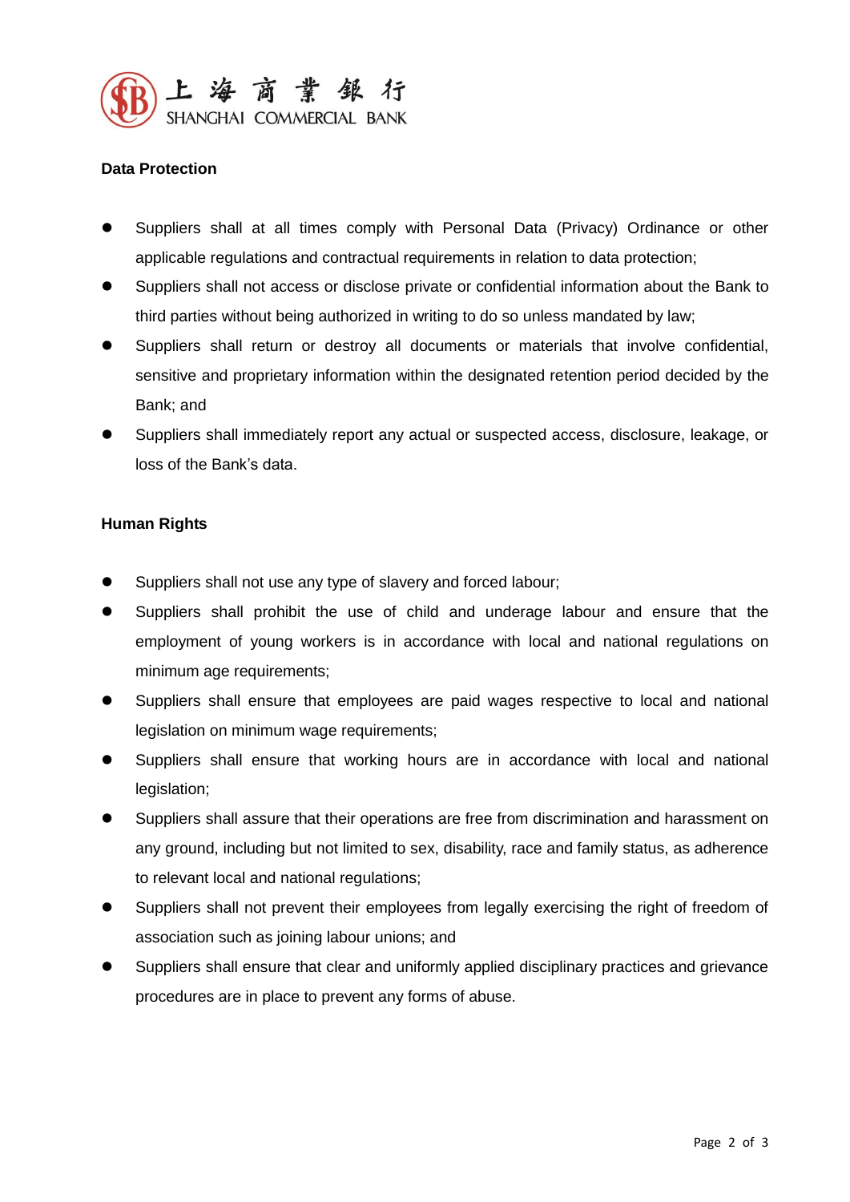**Data Protection**

- Suppliers shall at all times comply with Personal Data (Privacy) Ordinance or other applicable regulations and contractual requirements in relation to data protection;
- Suppliers shall not access or disclose private or confidential information about the Bank to third parties without being authorized in writing to do so unless mandated by law;
- Suppliers shall return or destroy all documents or materials that involve confidential, sensitive and proprietary information within the designated retention period decided by the Bank; and
- Suppliers shall immediately report any actual or suspected access, disclosure, leakage, or loss of the Bank's data.

**Human Rights**

- Suppliers shall not use any type of slavery and forced labour;
- Suppliers shall prohibit the use of child and underage labour and ensure that the employment of young workers is in accordance with local and national regulations on minimum age requirements;
- Suppliers shall ensure that employees are paid wages respective to local and national legislation on minimum wage requirements;
- Suppliers shall ensure that working hours are in accordance with local and national legislation;
- Suppliers shall assure that their operations are free from discrimination and harassment on any ground, including but not limited to sex, disability, race and family status, as adherence to relevant local and national regulations;
- Suppliers shall not prevent their employees from legally exercising the right of freedom of association such as joining labour unions; and
- Suppliers shall ensure that clear and uniformly applied disciplinary practices and grievance procedures are in place to prevent any forms of abuse.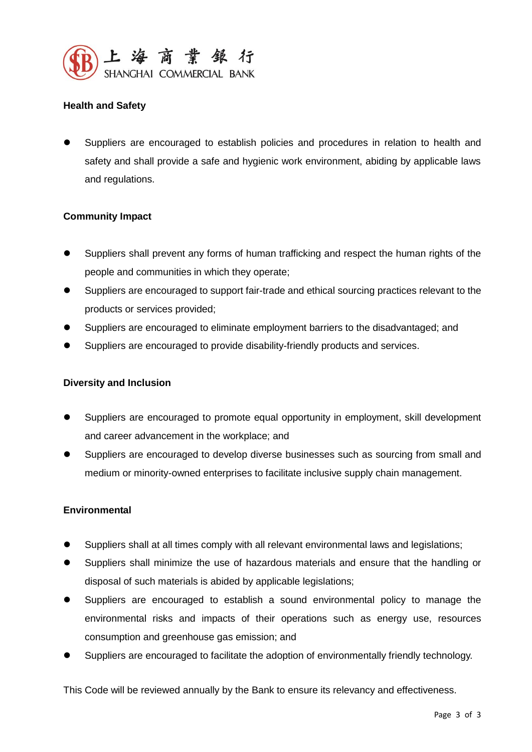**Health and Safety**

- Suppliers are encouraged to establish policies and procedures in relation to health and safety and shall provide a safe and hygienic work environment, abiding by applicable laws and regulations.

**Community Impact**

- Suppliers shall prevent any forms of human trafficking and respect the human rights of the people and communities in which they operate;
- Suppliers are encouraged to support fair-trade and ethical sourcing practices relevant to the products or services provided;
- Suppliers are encouraged to eliminate employment barriers to the disadvantaged; and
- Suppliers are encouraged to provide disability-friendly products and services.

**Diversity and Inclusion**

- Suppliers are encouraged to promote equal opportunity in employment, skill development and career advancement in the workplace; and
- Suppliers are encouraged to develop diverse businesses such as sourcing from small and medium or minority-owned enterprises to facilitate inclusive supply chain management.

**Environmental**

- Suppliers shall at all times comply with all relevant environmental laws and legislations;
- Suppliers shall minimize the use of hazardous materials and ensure that the handling or disposal of such materials is abided by applicable legislations;
- Suppliers are encouraged to establish a sound environmental policy to manage the environmental risks and impacts of their operations such as energy use, resources consumption and greenhouse gas emission; and
- Suppliers are encouraged to facilitate the adoption of environmentally friendly technology.

This Code will be reviewed annually by the Bank to ensure its relevancy and effectiveness.